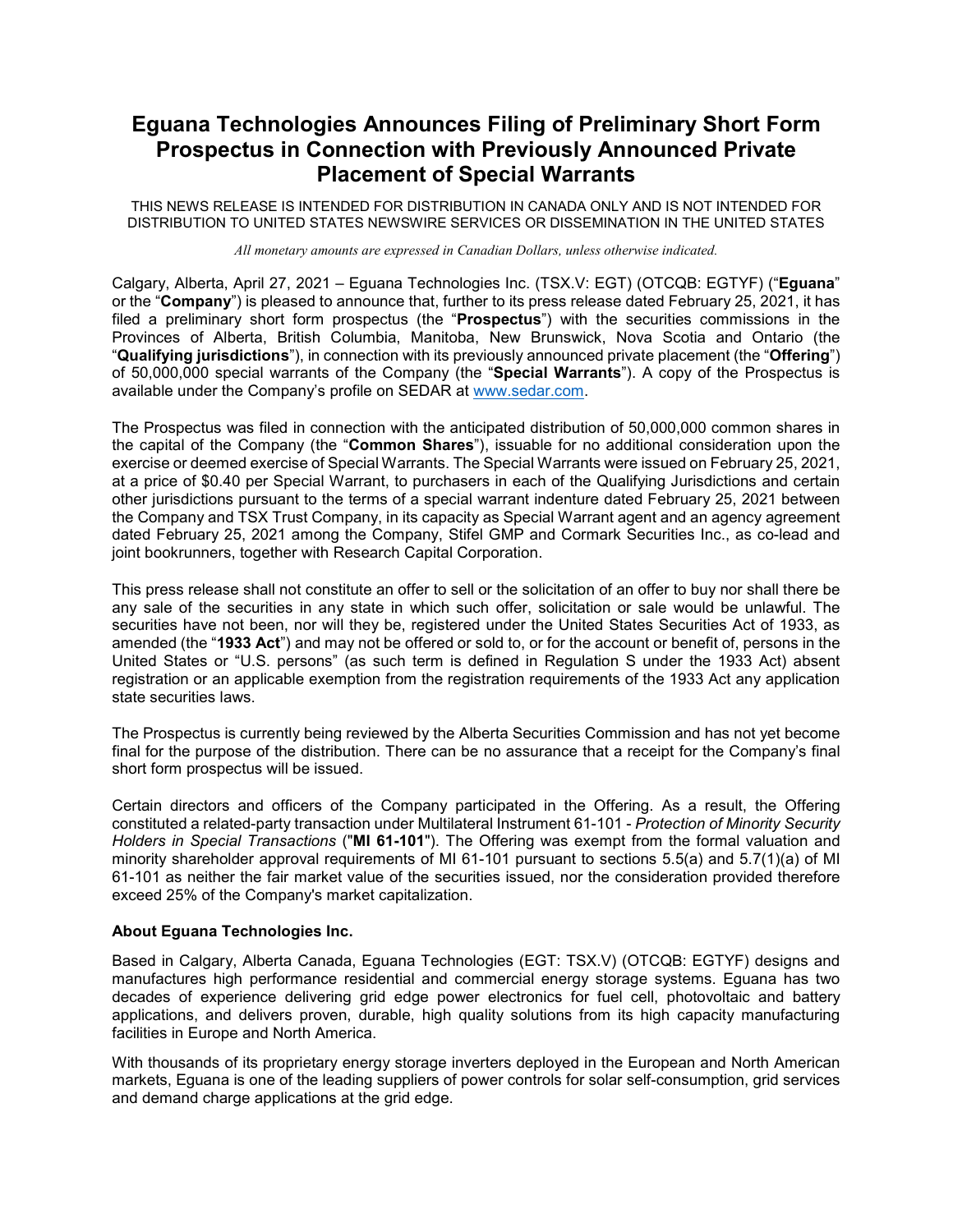# Eguana Technologies Announces Filing of Preliminary Short Form Prospectus in Connection with Previously Announced Private Placement of Special Warrants

THIS NEWS RELEASE IS INTENDED FOR DISTRIBUTION IN CANADA ONLY AND IS NOT INTENDED FOR DISTRIBUTION TO UNITED STATES NEWSWIRE SERVICES OR DISSEMINATION IN THE UNITED STATES

*All monetary amounts are expressed in Canadian Dollars, unless otherwise indicated.*

Calgary, Alberta, April 27, 2021 – Eguana Technologies Inc. (TSX.V: EGT) (OTCQB: EGTYF) ("**Eguana**" or the "**Company**") is pleased to announce that, further to its press release dated February 25, 2021, it has filed a preliminary short form prospectus (the "**Prospectus**") with the securities commissions in the Provinces of Alberta, British Columbia, Manitoba, New Brunswick, Nova Scotia and Ontario (the "**Qualifying jurisdictions**"), in connection with its previously announced private placement (the "**Offering**") of 50,000,000 special warrants of the Company (the "**Special Warrants**"). A copy of the Prospectus is available under the Company's profile on SEDAR at www.sedar.com.

The Prospectus was filed in connection with the anticipated distribution of 50,000,000 common shares in the capital of the Company (the "**Common Shares**"), issuable for no additional consideration upon the exercise or deemed exercise of Special Warrants. The Special Warrants were issued on February 25, 2021, at a price of $0.40 per Special Warrant, to purchasers in each of the Qualifying Jurisdictions and certain other jurisdictions pursuant to the terms of a special warrant indenture dated February 25, 2021 between the Company and TSX Trust Company, in its capacity as Special Warrant agent and an agency agreement dated February 25, 2021 among the Company, Stifel GMP and Cormark Securities Inc., as co-lead and joint bookrunners, together with Research Capital Corporation.

This press release shall not constitute an offer to sell or the solicitation of an offer to buy nor shall there be any sale of the securities in any state in which such offer, solicitation or sale would be unlawful. The securities have not been, nor will they be, registered under the United States Securities Act of 1933, as amended (the "**1933 Act**") and may not be offered or sold to, or for the account or benefit of, persons in the United States or "U.S. persons" (as such term is defined in Regulation S under the 1933 Act) absent registration or an applicable exemption from the registration requirements of the 1933 Act any application state securities laws.

The Prospectus is currently being reviewed by the Alberta Securities Commission and has not yet become final for the purpose of the distribution. There can be no assurance that a receipt for the Company's final short form prospectus will be issued.

Certain directors and officers of the Company participated in the Offering. As a result, the Offering constituted a related-party transaction under Multilateral Instrument 61-101 - *Protection of Minority Security Holders in Special Transactions* ("**MI 61-101**"). The Offering was exempt from the formal valuation and minority shareholder approval requirements of MI 61-101 pursuant to sections 5.5(a) and 5.7(1)(a) of MI 61-101 as neither the fair market value of the securities issued, nor the consideration provided therefore exceed 25% of the Company's market capitalization.

### About Eguana Technologies Inc.

Based in Calgary, Alberta Canada, Eguana Technologies (EGT: TSX.V) (OTCQB: EGTYF) designs and manufactures high performance residential and commercial energy storage systems. Eguana has two decades of experience delivering grid edge power electronics for fuel cell, photovoltaic and battery applications, and delivers proven, durable, high quality solutions from its high capacity manufacturing facilities in Europe and North America.

With thousands of its proprietary energy storage inverters deployed in the European and North American markets, Eguana is one of the leading suppliers of power controls for solar self-consumption, grid services and demand charge applications at the grid edge.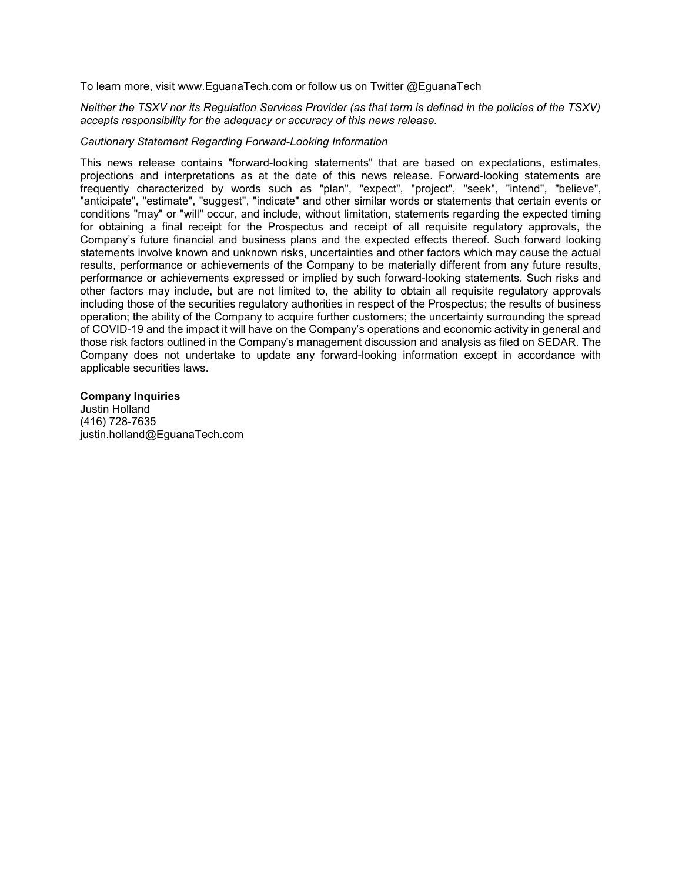To learn more, visit www.EguanaTech.com or follow us on Twitter @EguanaTech

*Neither the TSXV nor its Regulation Services Provider (as that term is defined in the policies of the TSXV) accepts responsibility for the adequacy or accuracy of this news release.*

*Cautionary Statement Regarding Forward-Looking Information*

This news release contains "forward-looking statements" that are based on expectations, estimates, projections and interpretations as at the date of this news release. Forward-looking statements are frequently characterized by words such as "plan", "expect", "project", "seek", "intend", "believe", "anticipate", "estimate", "suggest", "indicate" and other similar words or statements that certain events or conditions "may" or "will" occur, and include, without limitation, statements regarding the expected timing for obtaining a final receipt for the Prospectus and receipt of all requisite regulatory approvals, the Company's future financial and business plans and the expected effects thereof. Such forward looking statements involve known and unknown risks, uncertainties and other factors which may cause the actual results, performance or achievements of the Company to be materially different from any future results, performance or achievements expressed or implied by such forward-looking statements. Such risks and other factors may include, but are not limited to, the ability to obtain all requisite regulatory approvals including those of the securities regulatory authorities in respect of the Prospectus; the results of business operation; the ability of the Company to acquire further customers; the uncertainty surrounding the spread of COVID-19 and the impact it will have on the Company's operations and economic activity in general and those risk factors outlined in the Company's management discussion and analysis as filed on SEDAR. The Company does not undertake to update any forward-looking information except in accordance with applicable securities laws.

**Company Inquiries**
Justin Holland
(416) 728-7635
justin.holland@EguanaTech.com